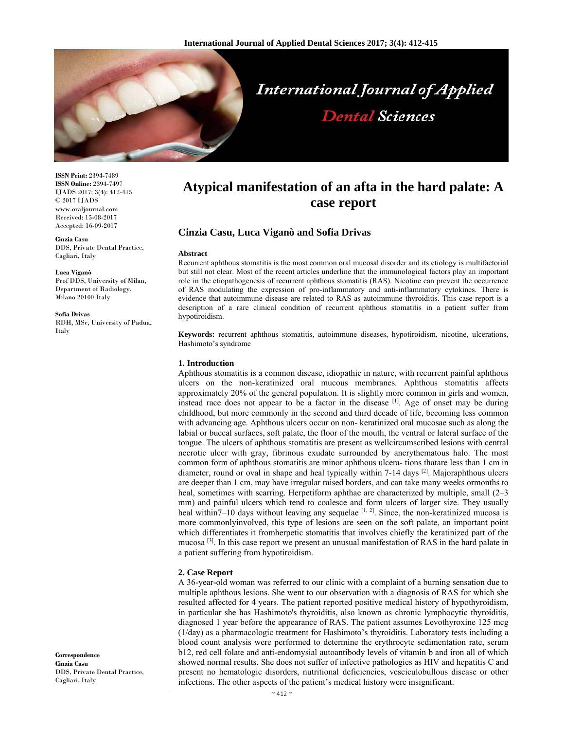**ISSN Print:** 2394-7489
**ISSN Online:** 2394-7497
IJADS 2017; 3(4): 412-415
© 2017 IJADS
www.oraljournal.com
Received: 15-08-2017
Accepted: 16-09-2017

**Cinzia Casu**
DDS, Private Dental Practice, Cagliari, Italy

**Luca Viganò**
Prof DDS, University of Milan, Department of Radiology, Milano 20100 Italy

**Sofia Drivas**
RDH, MSc, University of Padua, Italy

**Correspondence**
**Cinzia Casu**
DDS, Private Dental Practice, Cagliari, Italy

# Atypical manifestation of an afta in the hard palate: A case report

## Cinzia Casu, Luca Viganò and Sofia Drivas

**Abstract**

Recurrent aphthous stomatitis is the most common oral mucosal disorder and its etiology is multifactorial but still not clear. Most of the recent articles underline that the immunological factors play an important role in the etiopathogenesis of recurrent aphthous stomatitis (RAS). Nicotine can prevent the occurrence of RAS modulating the expression of pro-inflammatory and anti-inflammatory cytokines. There is evidence that autoimmune disease are related to RAS as autoimmune thyroiditis. This case report is a description of a rare clinical condition of recurrent aphthous stomatitis in a patient suffer from hypotiroidism.

**Keywords:** recurrent aphthous stomatitis, autoimmune diseases, hypotiroidism, nicotine, ulcerations, Hashimoto's syndrome

### 1. Introduction

Aphthous stomatitis is a common disease, idiopathic in nature, with recurrent painful aphthous ulcers on the non-keratinized oral mucous membranes. Aphthous stomatitis affects approximately 20% of the general population. It is slightly more common in girls and women, instead race does not appear to be a factor in the disease [1]. Age of onset may be during childhood, but more commonly in the second and third decade of life, becoming less common with advancing age. Aphthous ulcers occur on non- keratinized oral mucosae such as along the labial or buccal surfaces, soft palate, the floor of the mouth, the ventral or lateral surface of the tongue. The ulcers of aphthous stomatitis are present as wellcircumscribed lesions with central necrotic ulcer with gray, fibrinous exudate surrounded by anerythematous halo. The most common form of aphthous stomatitis are minor aphthous ulcera- tions thatare less than 1 cm in diameter, round or oval in shape and heal typically within 7-14 days [2]. Majoraphthous ulcers are deeper than 1 cm, may have irregular raised borders, and can take many weeks ormonths to heal, sometimes with scarring. Herpetiform aphthae are characterized by multiple, small (2–3 mm) and painful ulcers which tend to coalesce and form ulcers of larger size. They usually heal within7–10 days without leaving any sequelae [1, 2]. Since, the non-keratinized mucosa is more commonlyinvolved, this type of lesions are seen on the soft palate, an important point which differentiates it fromherpetic stomatitis that involves chiefly the keratinized part of the mucosa [3]. In this case report we present an unusual manifestation of RAS in the hard palate in a patient suffering from hypotiroidism.

### 2. Case Report

A 36-year-old woman was referred to our clinic with a complaint of a burning sensation due to multiple aphthous lesions. She went to our observation with a diagnosis of RAS for which she resulted affected for 4 years. The patient reported positive medical history of hypothyroidism, in particular she has Hashimoto's thyroiditis, also known as chronic lymphocytic thyroiditis, diagnosed 1 year before the appearance of RAS. The patient assumes Levothyroxine 125 mcg (1/day) as a pharmacologic treatment for Hashimoto's thyroiditis. Laboratory tests including a blood count analysis were performed to determine the erythrocyte sedimentation rate, serum b12, red cell folate and anti-endomysial autoantibody levels of vitamin b and iron all of which showed normal results. She does not suffer of infective pathologies as HIV and hepatitis C and present no hematologic disorders, nutritional deficiencies, vesciculobullous disease or other infections. The other aspects of the patient's medical history were insignificant.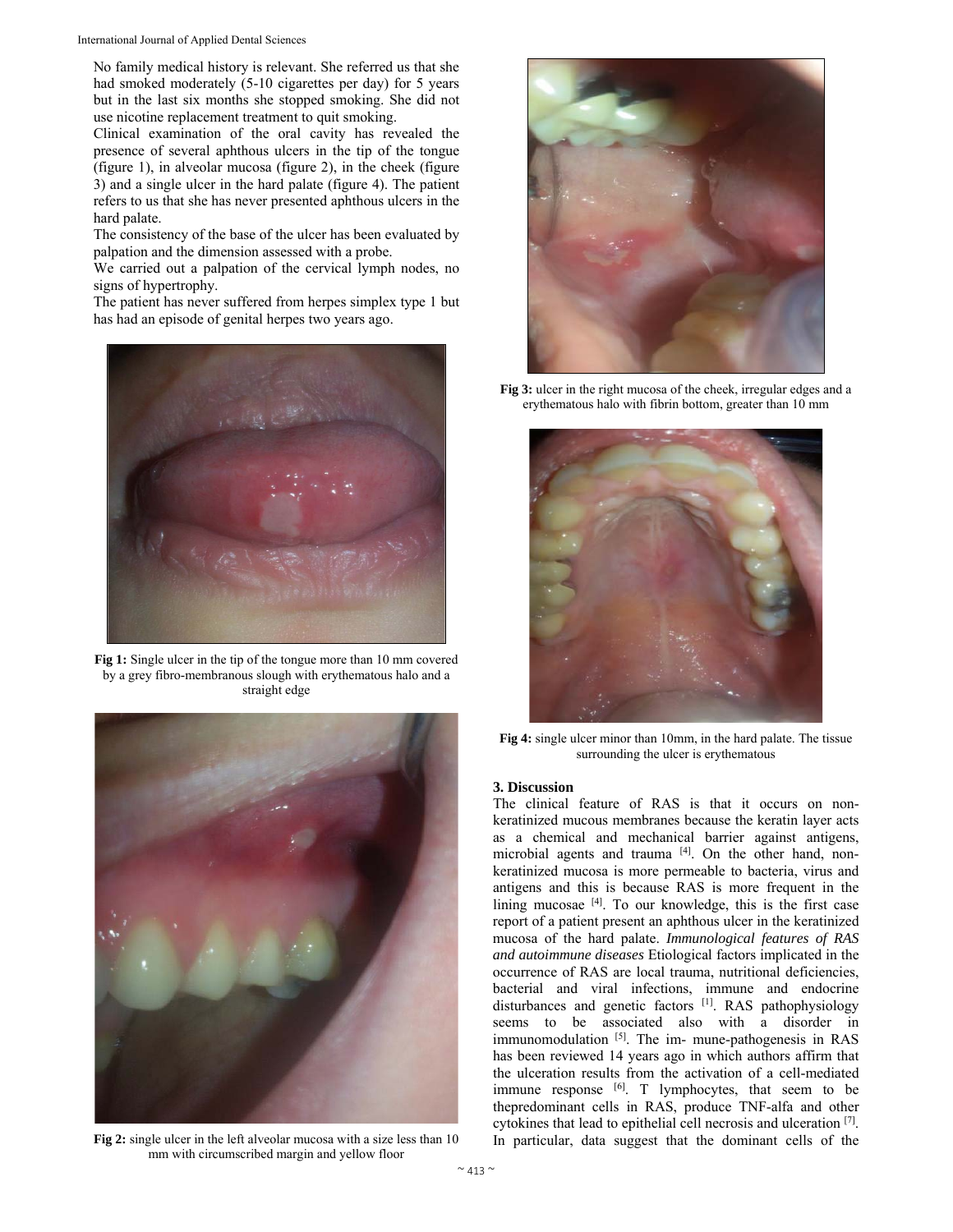No family medical history is relevant. She referred us that she had smoked moderately (5-10 cigarettes per day) for 5 years but in the last six months she stopped smoking. She did not use nicotine replacement treatment to quit smoking.

Clinical examination of the oral cavity has revealed the presence of several aphthous ulcers in the tip of the tongue (figure 1), in alveolar mucosa (figure 2), in the cheek (figure 3) and a single ulcer in the hard palate (figure 4). The patient refers to us that she has never presented aphthous ulcers in the hard palate.

The consistency of the base of the ulcer has been evaluated by palpation and the dimension assessed with a probe.

We carried out a palpation of the cervical lymph nodes, no signs of hypertrophy.

The patient has never suffered from herpes simplex type 1 but has had an episode of genital herpes two years ago.

**Fig 1:** Single ulcer in the tip of the tongue more than 10 mm covered by a grey fibro-membranous slough with erythematous halo and a straight edge

**Fig 2:** single ulcer in the left alveolar mucosa with a size less than 10 mm with circumscribed margin and yellow floor

**Fig 3:** ulcer in the right mucosa of the cheek, irregular edges and a erythematous halo with fibrin bottom, greater than 10 mm

**Fig 4:** single ulcer minor than 10mm, in the hard palate. The tissue surrounding the ulcer is erythematous

## 3. Discussion

The clinical feature of RAS is that it occurs on non-keratinized mucous membranes because the keratin layer acts as a chemical and mechanical barrier against antigens, microbial agents and trauma [4]. On the other hand, non-keratinized mucosa is more permeable to bacteria, virus and antigens and this is because RAS is more frequent in the lining mucosae [4]. To our knowledge, this is the first case report of a patient present an aphthous ulcer in the keratinized mucosa of the hard palate. *Immunological features of RAS and autoimmune diseases* Etiological factors implicated in the occurrence of RAS are local trauma, nutritional deficiencies, bacterial and viral infections, immune and endocrine disturbances and genetic factors [1]. RAS pathophysiology seems to be associated also with a disorder in immunomodulation [5]. The im- mune-pathogenesis in RAS has been reviewed 14 years ago in which authors affirm that the ulceration results from the activation of a cell-mediated immune response [6]. T lymphocytes, that seem to be thepredominant cells in RAS, produce TNF-alfa and other cytokines that lead to epithelial cell necrosis and ulceration [7]. In particular, data suggest that the dominant cells of the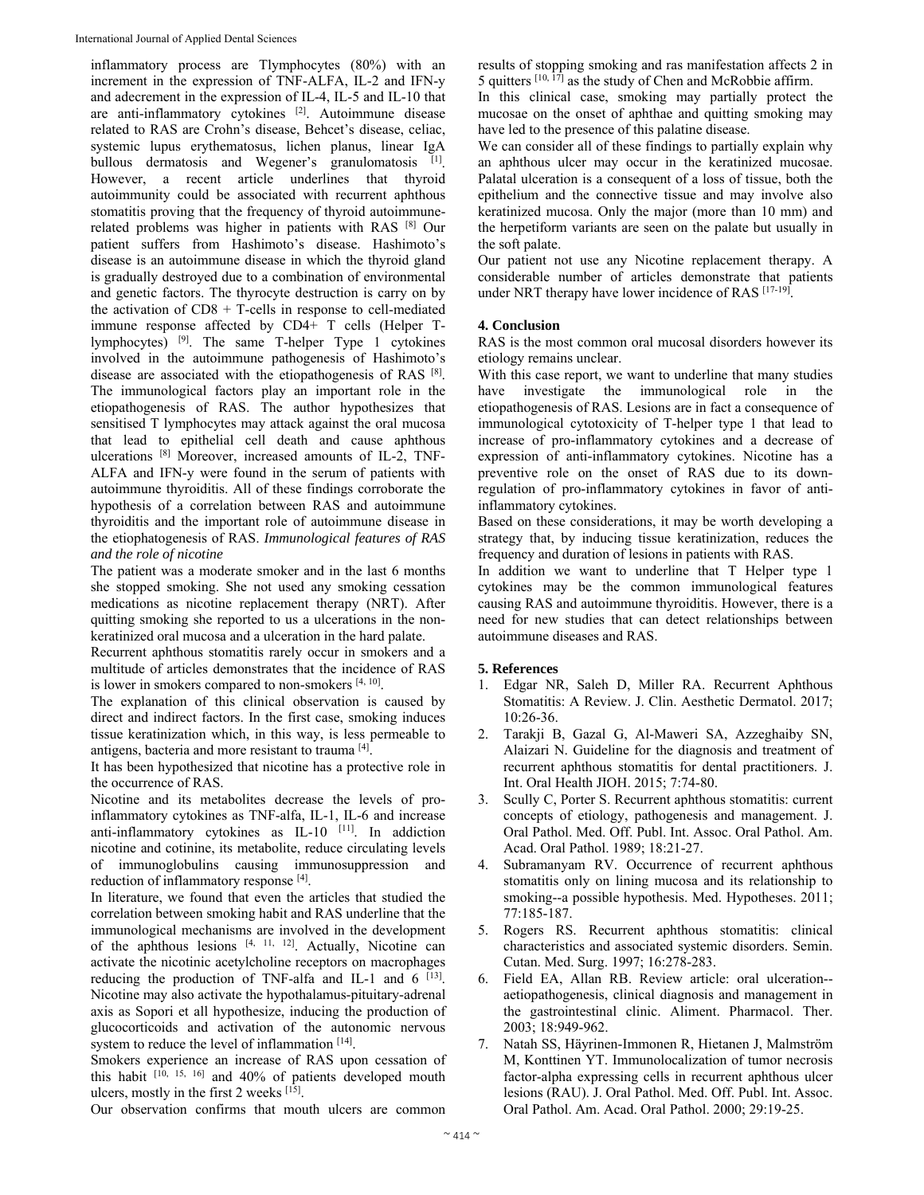inflammatory process are Tlymphocytes (80%) with an increment in the expression of TNF-ALFA, IL-2 and IFN-y and adecrement in the expression of IL-4, IL-5 and IL-10 that are anti-inflammatory cytokines [2]. Autoimmune disease related to RAS are Crohn's disease, Behcet's disease, celiac, systemic lupus erythematosus, lichen planus, linear IgA bullous dermatosis and Wegener's granulomatosis [1]. However, a recent article underlines that thyroid autoimmunity could be associated with recurrent aphthous stomatitis proving that the frequency of thyroid autoimmune-related problems was higher in patients with RAS [8] Our patient suffers from Hashimoto's disease. Hashimoto's disease is an autoimmune disease in which the thyroid gland is gradually destroyed due to a combination of environmental and genetic factors. The thyrocyte destruction is carry on by the activation of CD8 + T-cells in response to cell-mediated immune response affected by CD4+ T cells (Helper T-lymphocytes) [9]. The same T-helper Type 1 cytokines involved in the autoimmune pathogenesis of Hashimoto's disease are associated with the etiopathogenesis of RAS [8]. The immunological factors play an important role in the etiopathogenesis of RAS. The author hypothesizes that sensitised T lymphocytes may attack against the oral mucosa that lead to epithelial cell death and cause aphthous ulcerations [8] Moreover, increased amounts of IL-2, TNF-ALFA and IFN-y were found in the serum of patients with autoimmune thyroiditis. All of these findings corroborate the hypothesis of a correlation between RAS and autoimmune thyroiditis and the important role of autoimmune disease in the etiophatogenesis of RAS. *Immunological features of RAS and the role of nicotine*

The patient was a moderate smoker and in the last 6 months she stopped smoking. She not used any smoking cessation medications as nicotine replacement therapy (NRT). After quitting smoking she reported to us a ulcerations in the non-keratinized oral mucosa and a ulceration in the hard palate.

Recurrent aphthous stomatitis rarely occur in smokers and a multitude of articles demonstrates that the incidence of RAS is lower in smokers compared to non-smokers [4, 10].

The explanation of this clinical observation is caused by direct and indirect factors. In the first case, smoking induces tissue keratinization which, in this way, is less permeable to antigens, bacteria and more resistant to trauma [4].

It has been hypothesized that nicotine has a protective role in the occurrence of RAS.

Nicotine and its metabolites decrease the levels of pro-inflammatory cytokines as TNF-alfa, IL-1, IL-6 and increase anti-inflammatory cytokines as IL-10 [11]. In addiction nicotine and cotinine, its metabolite, reduce circulating levels of immunoglobulins causing immunosuppression and reduction of inflammatory response [4].

In literature, we found that even the articles that studied the correlation between smoking habit and RAS underline that the immunological mechanisms are involved in the development of the aphthous lesions [4, 11, 12]. Actually, Nicotine can activate the nicotinic acetylcholine receptors on macrophages reducing the production of TNF-alfa and IL-1 and 6 [13]. Nicotine may also activate the hypothalamus-pituitary-adrenal axis as Sopori et all hypothesize, inducing the production of glucocorticoids and activation of the autonomic nervous system to reduce the level of inflammation [14].

Smokers experience an increase of RAS upon cessation of this habit [10, 15, 16] and 40% of patients developed mouth ulcers, mostly in the first 2 weeks [15].

Our observation confirms that mouth ulcers are common results of stopping smoking and ras manifestation affects 2 in 5 quitters [10, 17] as the study of Chen and McRobbie affirm.

In this clinical case, smoking may partially protect the mucosae on the onset of aphthae and quitting smoking may have led to the presence of this palatine disease.

We can consider all of these findings to partially explain why an aphthous ulcer may occur in the keratinized mucosae. Palatal ulceration is a consequent of a loss of tissue, both the epithelium and the connective tissue and may involve also keratinized mucosa. Only the major (more than 10 mm) and the herpetiform variants are seen on the palate but usually in the soft palate.

Our patient not use any Nicotine replacement therapy. A considerable number of articles demonstrate that patients under NRT therapy have lower incidence of RAS [17-19].

## 4. Conclusion

RAS is the most common oral mucosal disorders however its etiology remains unclear.

With this case report, we want to underline that many studies have investigate the immunological role in the etiopathogenesis of RAS. Lesions are in fact a consequence of immunological cytotoxicity of T-helper type 1 that lead to increase of pro-inflammatory cytokines and a decrease of expression of anti-inflammatory cytokines. Nicotine has a preventive role on the onset of RAS due to its down-regulation of pro-inflammatory cytokines in favor of anti-inflammatory cytokines.

Based on these considerations, it may be worth developing a strategy that, by inducing tissue keratinization, reduces the frequency and duration of lesions in patients with RAS.

In addition we want to underline that T Helper type 1 cytokines may be the common immunological features causing RAS and autoimmune thyroiditis. However, there is a need for new studies that can detect relationships between autoimmune diseases and RAS.

## 5. References

1. Edgar NR, Saleh D, Miller RA. Recurrent Aphthous Stomatitis: A Review. J. Clin. Aesthetic Dermatol. 2017; 10:26-36.
2. Tarakji B, Gazal G, Al-Maweri SA, Azzeghaiby SN, Alaizari N. Guideline for the diagnosis and treatment of recurrent aphthous stomatitis for dental practitioners. J. Int. Oral Health JIOH. 2015; 7:74-80.
3. Scully C, Porter S. Recurrent aphthous stomatitis: current concepts of etiology, pathogenesis and management. J. Oral Pathol. Med. Off. Publ. Int. Assoc. Oral Pathol. Am. Acad. Oral Pathol. 1989; 18:21-27.
4. Subramanyam RV. Occurrence of recurrent aphthous stomatitis only on lining mucosa and its relationship to smoking--a possible hypothesis. Med. Hypotheses. 2011; 77:185-187.
5. Rogers RS. Recurrent aphthous stomatitis: clinical characteristics and associated systemic disorders. Semin. Cutan. Med. Surg. 1997; 16:278-283.
6. Field EA, Allan RB. Review article: oral ulceration--aetiopathogenesis, clinical diagnosis and management in the gastrointestinal clinic. Aliment. Pharmacol. Ther. 2003; 18:949-962.
7. Natah SS, Häyrinen-Immonen R, Hietanen J, Malmström M, Konttinen YT. Immunolocalization of tumor necrosis factor-alpha expressing cells in recurrent aphthous ulcer lesions (RAU). J. Oral Pathol. Med. Off. Publ. Int. Assoc. Oral Pathol. Am. Acad. Oral Pathol. 2000; 29:19-25.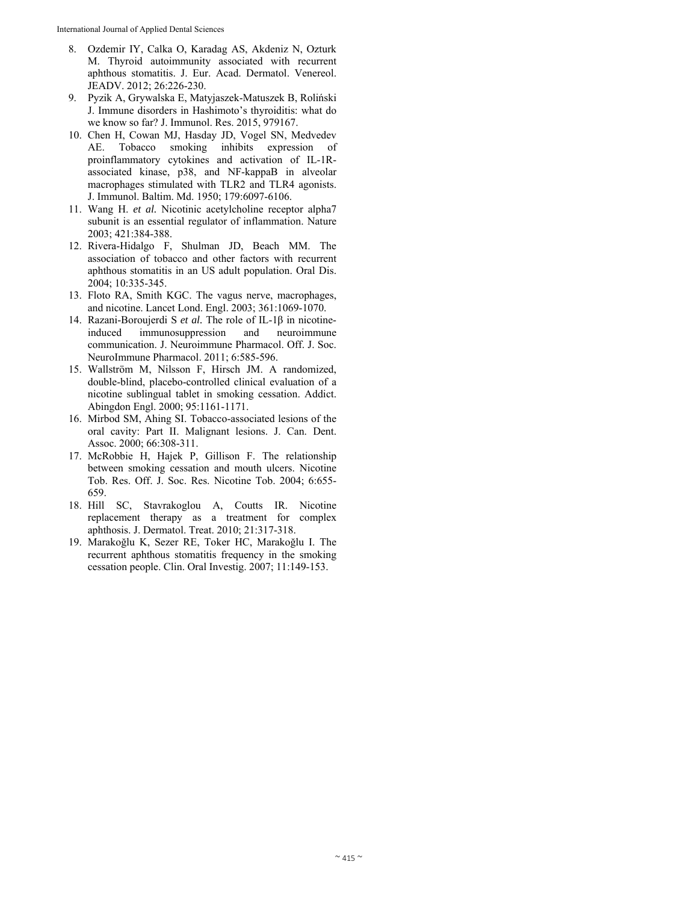8. Ozdemir IY, Calka O, Karadag AS, Akdeniz N, Ozturk M. Thyroid autoimmunity associated with recurrent aphthous stomatitis. J. Eur. Acad. Dermatol. Venereol. JEADV. 2012; 26:226-230.
9. Pyzik A, Grywalska E, Matyjaszek-Matuszek B, Roliński J. Immune disorders in Hashimoto's thyroiditis: what do we know so far? J. Immunol. Res. 2015, 979167.
10. Chen H, Cowan MJ, Hasday JD, Vogel SN, Medvedev AE. Tobacco smoking inhibits expression of proinflammatory cytokines and activation of IL-1R-associated kinase, p38, and NF-kappaB in alveolar macrophages stimulated with TLR2 and TLR4 agonists. J. Immunol. Baltim. Md. 1950; 179:6097-6106.
11. Wang H. *et al.* Nicotinic acetylcholine receptor alpha7 subunit is an essential regulator of inflammation. Nature 2003; 421:384-388.
12. Rivera-Hidalgo F, Shulman JD, Beach MM. The association of tobacco and other factors with recurrent aphthous stomatitis in an US adult population. Oral Dis. 2004; 10:335-345.
13. Floto RA, Smith KGC. The vagus nerve, macrophages, and nicotine. Lancet Lond. Engl. 2003; 361:1069-1070.
14. Razani-Boroujerdi S *et al.* The role of IL-1β in nicotine-induced immunosuppression and neuroimmune communication. J. Neuroimmune Pharmacol. Off. J. Soc. NeuroImmune Pharmacol. 2011; 6:585-596.
15. Wallström M, Nilsson F, Hirsch JM. A randomized, double-blind, placebo-controlled clinical evaluation of a nicotine sublingual tablet in smoking cessation. Addict. Abingdon Engl. 2000; 95:1161-1171.
16. Mirbod SM, Ahing SI. Tobacco-associated lesions of the oral cavity: Part II. Malignant lesions. J. Can. Dent. Assoc. 2000; 66:308-311.
17. McRobbie H, Hajek P, Gillison F. The relationship between smoking cessation and mouth ulcers. Nicotine Tob. Res. Off. J. Soc. Res. Nicotine Tob. 2004; 6:655-659.
18. Hill SC, Stavrakoglou A, Coutts IR. Nicotine replacement therapy as a treatment for complex aphthosis. J. Dermatol. Treat. 2010; 21:317-318.
19. Marakoğlu K, Sezer RE, Toker HC, Marakoğlu I. The recurrent aphthous stomatitis frequency in the smoking cessation people. Clin. Oral Investig. 2007; 11:149-153.